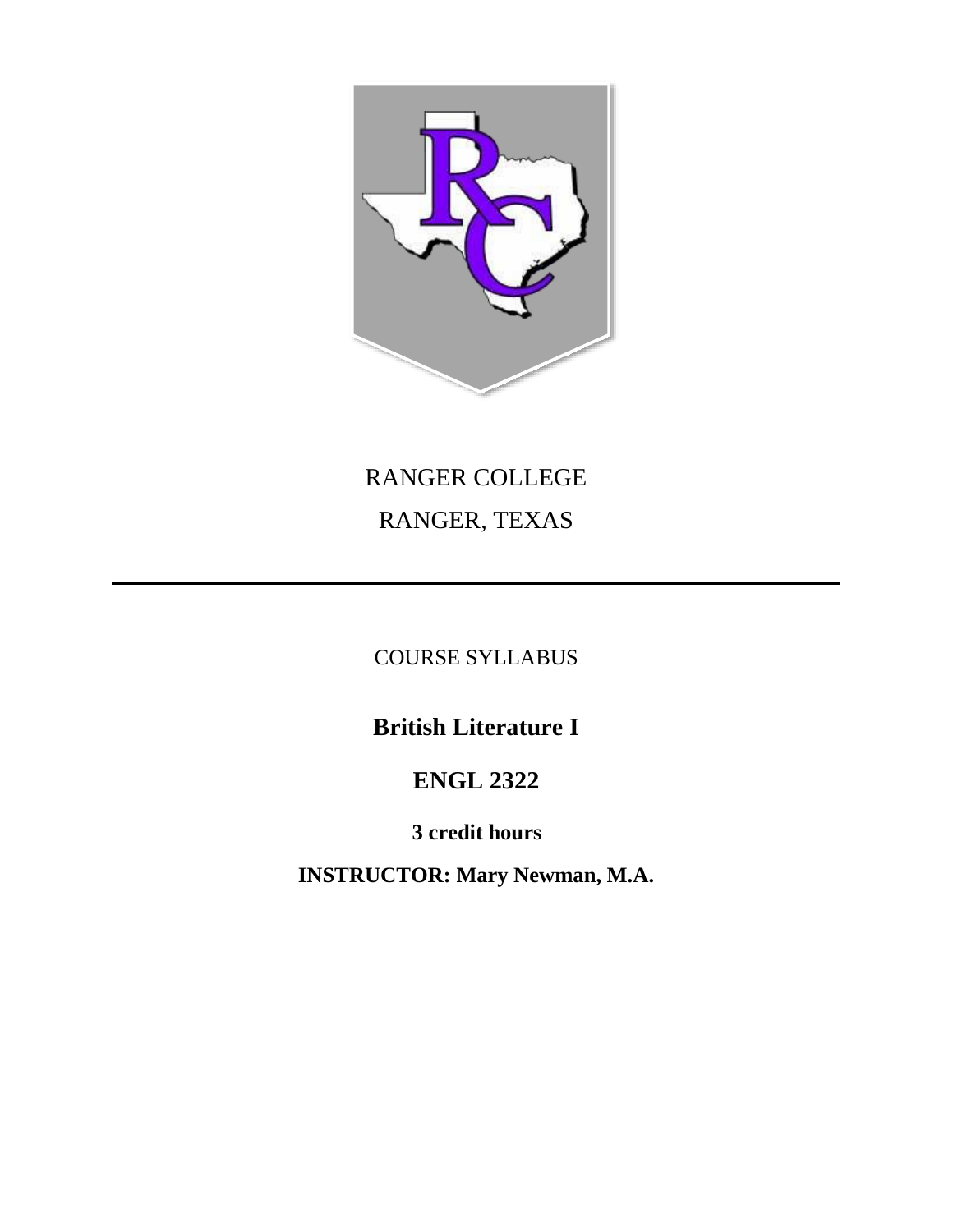RANGER COLLEGE

RANGER, TEXAS

---

COURSE SYLLABUS

# British Literature I

## ENGL 2322

**3 credit hours**

**INSTRUCTOR: Mary Newman, M.A.**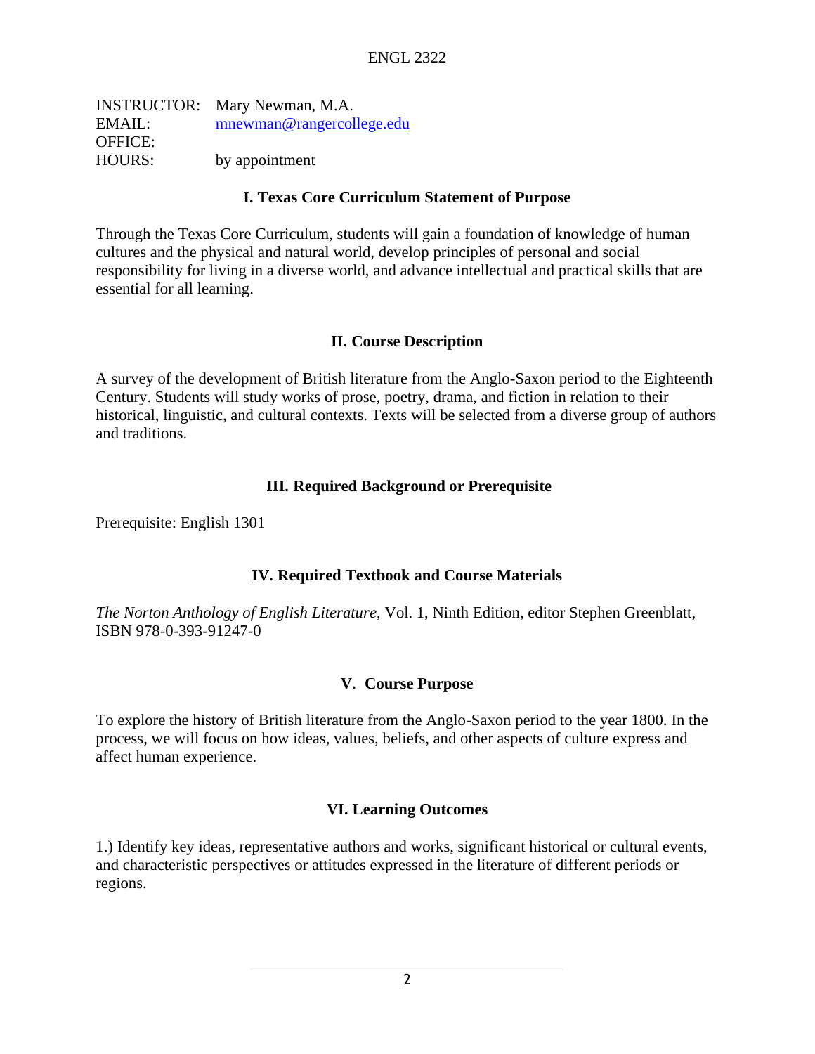INSTRUCTOR: Mary Newman, M.A.
EMAIL: mnewman@rangercollege.edu
OFFICE:
HOURS: by appointment

## I. Texas Core Curriculum Statement of Purpose

Through the Texas Core Curriculum, students will gain a foundation of knowledge of human cultures and the physical and natural world, develop principles of personal and social responsibility for living in a diverse world, and advance intellectual and practical skills that are essential for all learning.

## II. Course Description

A survey of the development of British literature from the Anglo-Saxon period to the Eighteenth Century. Students will study works of prose, poetry, drama, and fiction in relation to their historical, linguistic, and cultural contexts. Texts will be selected from a diverse group of authors and traditions.

## III. Required Background or Prerequisite

Prerequisite: English 1301

## IV. Required Textbook and Course Materials

*The Norton Anthology of English Literature*, Vol. 1, Ninth Edition, editor Stephen Greenblatt, ISBN 978-0-393-91247-0

## V. Course Purpose

To explore the history of British literature from the Anglo-Saxon period to the year 1800. In the process, we will focus on how ideas, values, beliefs, and other aspects of culture express and affect human experience.

## VI. Learning Outcomes

1.) Identify key ideas, representative authors and works, significant historical or cultural events, and characteristic perspectives or attitudes expressed in the literature of different periods or regions.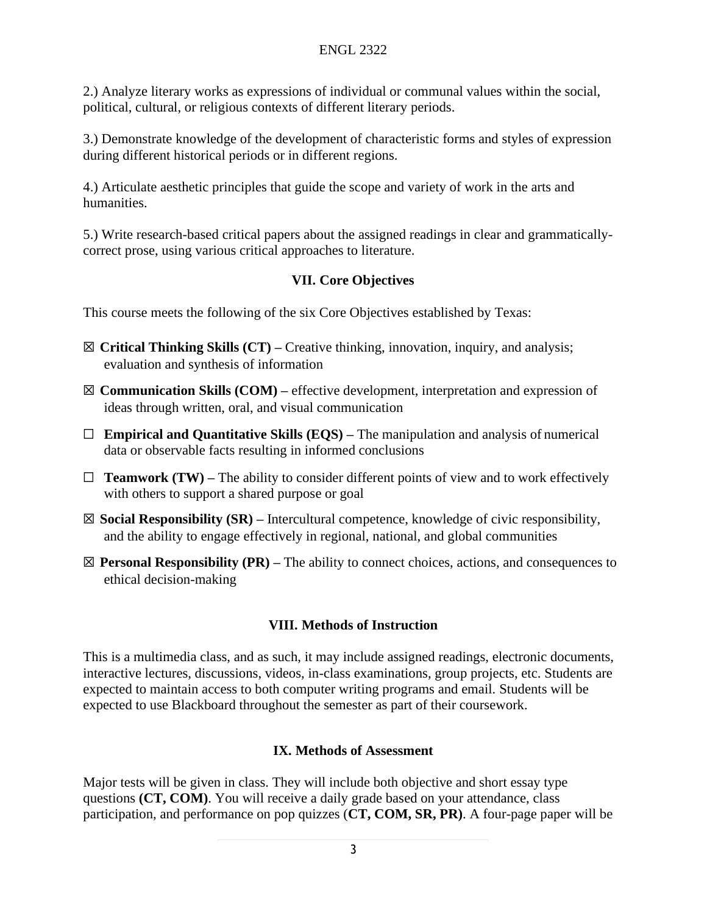2.) Analyze literary works as expressions of individual or communal values within the social, political, cultural, or religious contexts of different literary periods.

3.) Demonstrate knowledge of the development of characteristic forms and styles of expression during different historical periods or in different regions.

4.) Articulate aesthetic principles that guide the scope and variety of work in the arts and humanities.

5.) Write research-based critical papers about the assigned readings in clear and grammatically-correct prose, using various critical approaches to literature.

### VII. Core Objectives

This course meets the following of the six Core Objectives established by Texas:

☒ **Critical Thinking Skills (CT) –** Creative thinking, innovation, inquiry, and analysis; evaluation and synthesis of information

☒ **Communication Skills (COM) –** effective development, interpretation and expression of ideas through written, oral, and visual communication

☐ **Empirical and Quantitative Skills (EQS) –** The manipulation and analysis of numerical data or observable facts resulting in informed conclusions

☐ **Teamwork (TW) –** The ability to consider different points of view and to work effectively with others to support a shared purpose or goal

☒ **Social Responsibility (SR) –** Intercultural competence, knowledge of civic responsibility, and the ability to engage effectively in regional, national, and global communities

☒ **Personal Responsibility (PR) –** The ability to connect choices, actions, and consequences to ethical decision-making

### VIII. Methods of Instruction

This is a multimedia class, and as such, it may include assigned readings, electronic documents, interactive lectures, discussions, videos, in-class examinations, group projects, etc. Students are expected to maintain access to both computer writing programs and email. Students will be expected to use Blackboard throughout the semester as part of their coursework.

### IX. Methods of Assessment

Major tests will be given in class. They will include both objective and short essay type questions **(CT, COM)**. You will receive a daily grade based on your attendance, class participation, and performance on pop quizzes (**CT, COM, SR, PR)**. A four-page paper will be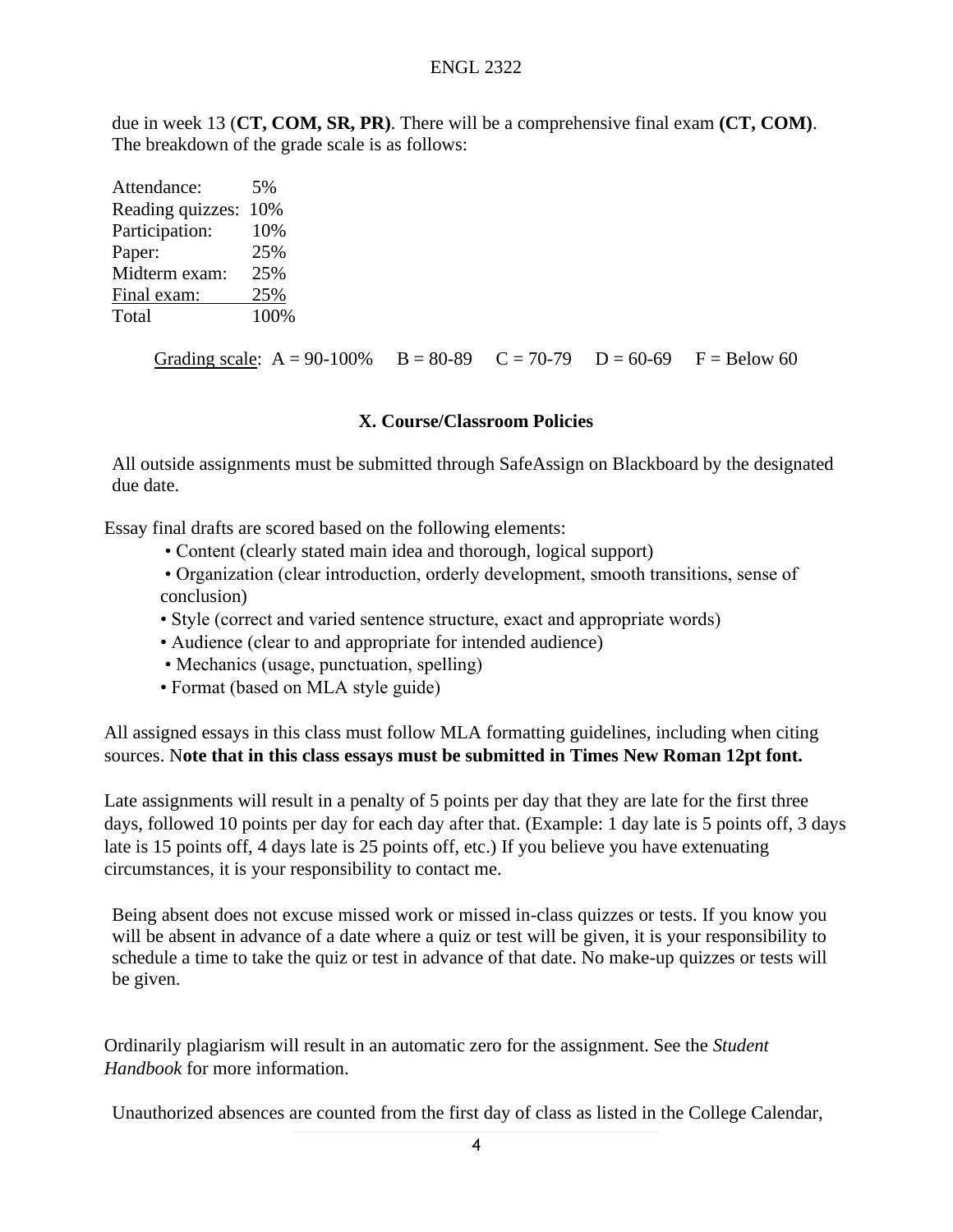due in week 13 (**CT, COM, SR, PR)**. There will be a comprehensive final exam **(CT, COM)**. The breakdown of the grade scale is as follows:

| | |
|---|---|
| Attendance: | 5% |
| Reading quizzes: | 10% |
| Participation: | 10% |
| Paper: | 25% |
| Midterm exam: | 25% |
| Final exam: | 25% |
| Total | 100% |

Grading scale: A = 90-100% B = 80-89 C = 70-79 D = 60-69 F = Below 60

## X. Course/Classroom Policies

All outside assignments must be submitted through SafeAssign on Blackboard by the designated due date.

Essay final drafts are scored based on the following elements:

- Content (clearly stated main idea and thorough, logical support)
- Organization (clear introduction, orderly development, smooth transitions, sense of conclusion)
- Style (correct and varied sentence structure, exact and appropriate words)
- Audience (clear to and appropriate for intended audience)
- Mechanics (usage, punctuation, spelling)
- Format (based on MLA style guide)

All assigned essays in this class must follow MLA formatting guidelines, including when citing sources. N**ote that in this class essays must be submitted in Times New Roman 12pt font.**

Late assignments will result in a penalty of 5 points per day that they are late for the first three days, followed 10 points per day for each day after that. (Example: 1 day late is 5 points off, 3 days late is 15 points off, 4 days late is 25 points off, etc.) If you believe you have extenuating circumstances, it is your responsibility to contact me.

Being absent does not excuse missed work or missed in-class quizzes or tests. If you know you will be absent in advance of a date where a quiz or test will be given, it is your responsibility to schedule a time to take the quiz or test in advance of that date. No make-up quizzes or tests will be given.

Ordinarily plagiarism will result in an automatic zero for the assignment. See the *Student Handbook* for more information.

Unauthorized absences are counted from the first day of class as listed in the College Calendar,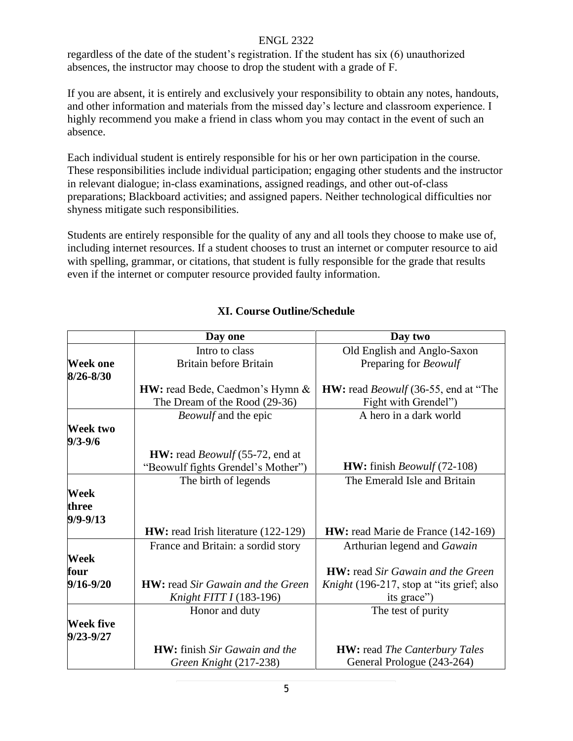regardless of the date of the student's registration. If the student has six (6) unauthorized absences, the instructor may choose to drop the student with a grade of F.

If you are absent, it is entirely and exclusively your responsibility to obtain any notes, handouts, and other information and materials from the missed day's lecture and classroom experience. I highly recommend you make a friend in class whom you may contact in the event of such an absence.

Each individual student is entirely responsible for his or her own participation in the course. These responsibilities include individual participation; engaging other students and the instructor in relevant dialogue; in-class examinations, assigned readings, and other out-of-class preparations; Blackboard activities; and assigned papers. Neither technological difficulties nor shyness mitigate such responsibilities.

Students are entirely responsible for the quality of any and all tools they choose to make use of, including internet resources. If a student chooses to trust an internet or computer resource to aid with spelling, grammar, or citations, that student is fully responsible for the grade that results even if the internet or computer resource provided faulty information.

## XI. Course Outline/Schedule

| | Day one | Day two |
|---|---|---|
| **Week one 8/26-8/30** | Intro to class<br>Britain before Britain<br><br>**HW:** read Bede, Caedmon's Hymn & The Dream of the Rood (29-36) | Old English and Anglo-Saxon<br>Preparing for *Beowulf*<br><br>**HW:** read *Beowulf* (36-55, end at "The Fight with Grendel") |
| **Week two 9/3-9/6** | *Beowulf* and the epic<br><br>**HW:** read *Beowulf* (55-72, end at "Beowulf fights Grendel's Mother") | A hero in a dark world<br><br>**HW:** finish *Beowulf* (72-108) |
| **Week three 9/9-9/13** | The birth of legends<br><br>**HW:** read Irish literature (122-129) | The Emerald Isle and Britain<br><br>**HW:** read Marie de France (142-169) |
| **Week four 9/16-9/20** | France and Britain: a sordid story<br><br>**HW:** read *Sir Gawain and the Green Knight FITT I* (183-196) | Arthurian legend and *Gawain*<br><br>**HW:** read *Sir Gawain and the Green Knight* (196-217, stop at "its grief; also its grace") |
| **Week five 9/23-9/27** | Honor and duty<br><br>**HW:** finish *Sir Gawain and the Green Knight* (217-238) | The test of purity<br><br>**HW:** read *The Canterbury Tales* General Prologue (243-264) |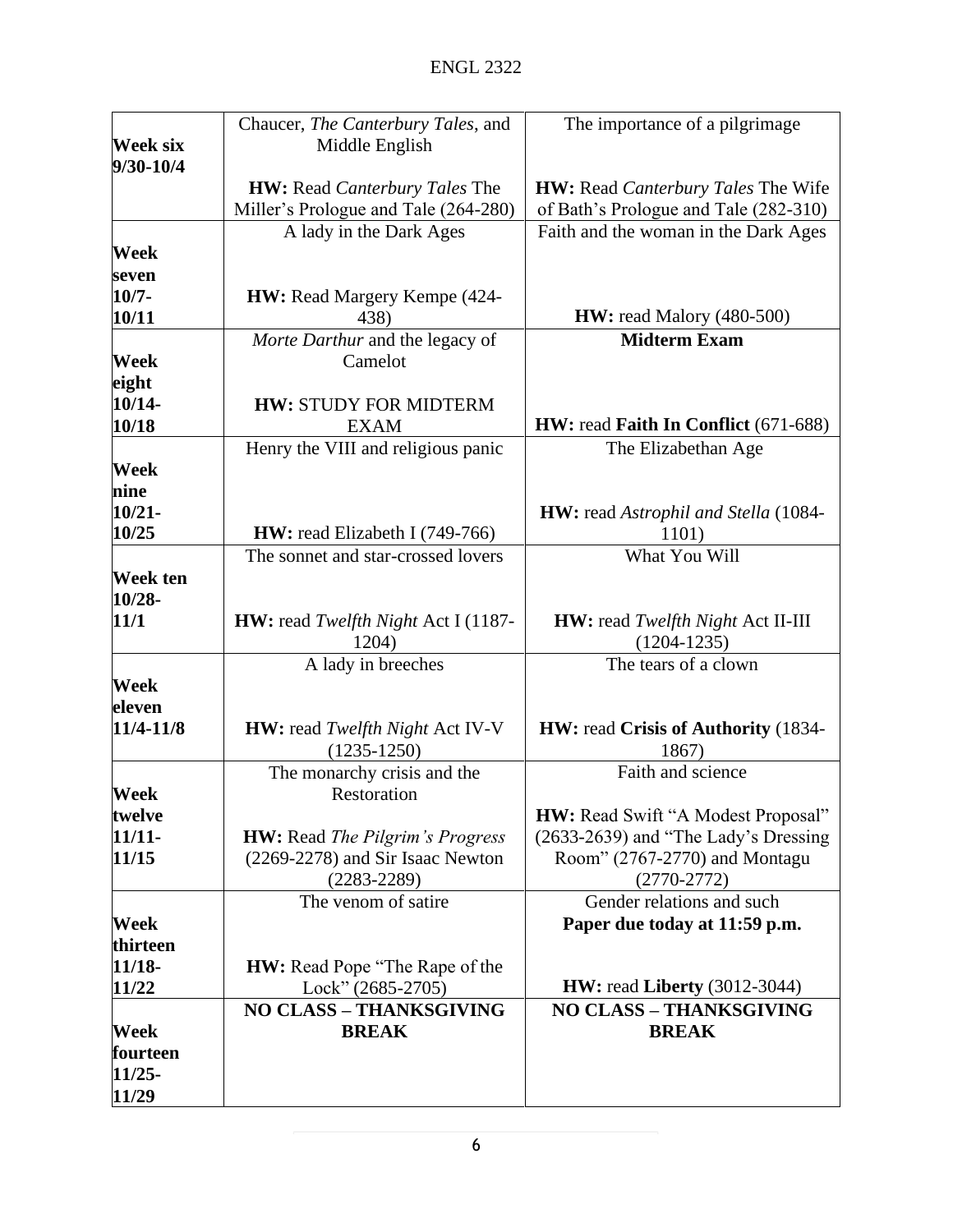| | | |
|---|---|---|
| **Week six 9/30-10/4** | Chaucer, *The Canterbury Tales*, and Middle English<br><br>**HW:** Read *Canterbury Tales* The Miller's Prologue and Tale (264-280) | The importance of a pilgrimage<br><br>**HW:** Read *Canterbury Tales* The Wife of Bath's Prologue and Tale (282-310) |
| **Week seven 10/7-10/11** | A lady in the Dark Ages<br><br>**HW:** Read Margery Kempe (424-438) | Faith and the woman in the Dark Ages<br><br>**HW:** read Malory (480-500) |
| **Week eight 10/14-10/18** | *Morte Darthur* and the legacy of Camelot<br><br>**HW:** STUDY FOR MIDTERM EXAM | **Midterm Exam**<br><br>**HW:** read **Faith In Conflict** (671-688) |
| **Week nine 10/21-10/25** | Henry the VIII and religious panic<br><br>**HW:** read Elizabeth I (749-766) | The Elizabethan Age<br><br>**HW:** read *Astrophil and Stella* (1084-1101) |
| **Week ten 10/28-11/1** | The sonnet and star-crossed lovers<br><br>**HW:** read *Twelfth Night* Act I (1187-1204) | What You Will<br><br>**HW:** read *Twelfth Night* Act II-III (1204-1235) |
| **Week eleven 11/4-11/8** | A lady in breeches<br><br>**HW:** read *Twelfth Night* Act IV-V (1235-1250) | The tears of a clown<br><br>**HW:** read **Crisis of Authority** (1834-1867) |
| **Week twelve 11/11-11/15** | The monarchy crisis and the Restoration<br><br>**HW:** Read *The Pilgrim's Progress* (2269-2278) and Sir Isaac Newton (2283-2289) | Faith and science<br><br>**HW:** Read Swift "A Modest Proposal" (2633-2639) and "The Lady's Dressing Room" (2767-2770) and Montagu (2770-2772) |
| **Week thirteen 11/18-11/22** | The venom of satire<br><br>**HW:** Read Pope "The Rape of the Lock" (2685-2705) | Gender relations and such<br>**Paper due today at 11:59 p.m.**<br><br>**HW:** read **Liberty** (3012-3044) |
| **Week fourteen 11/25-11/29** | **NO CLASS – THANKSGIVING BREAK** | **NO CLASS – THANKSGIVING BREAK** |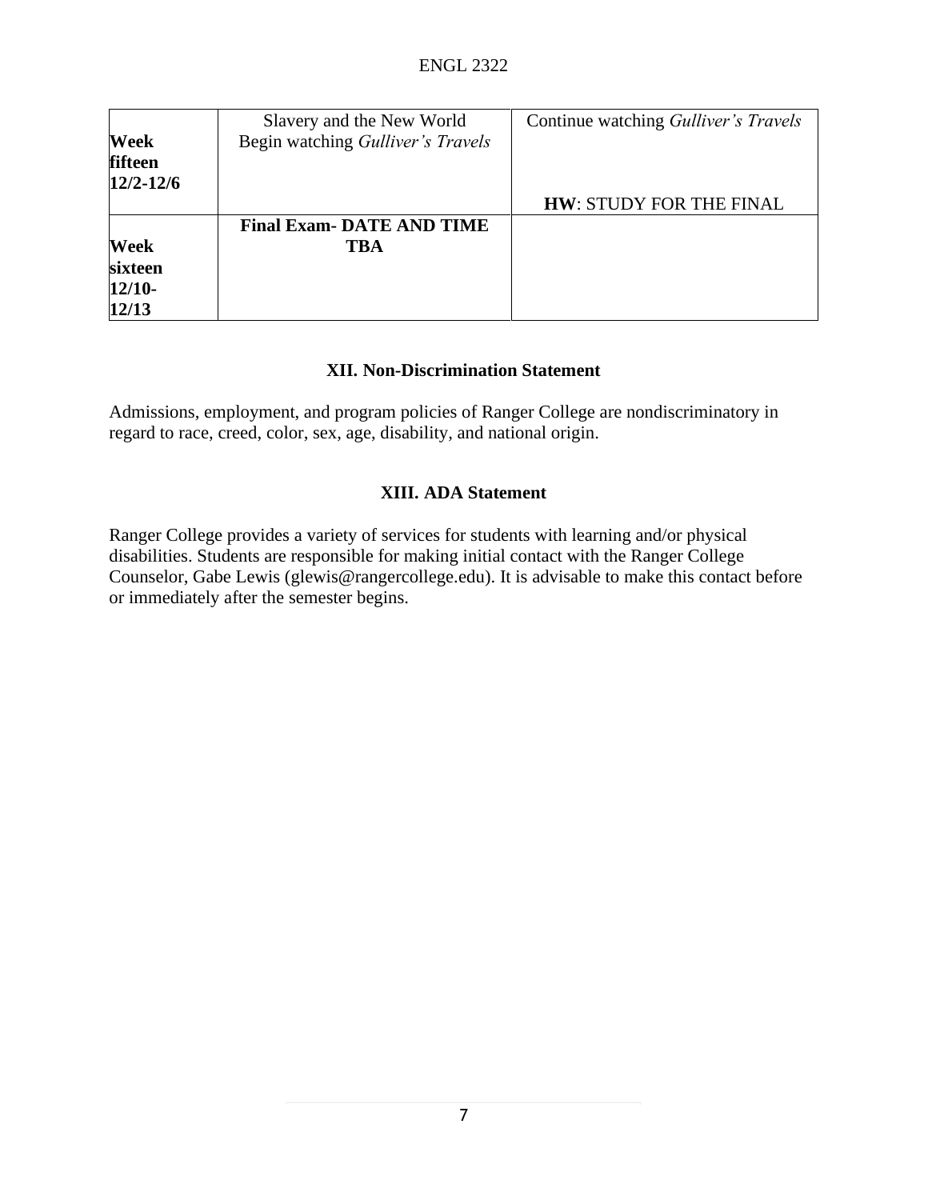| | | |
|---|---|---|
| **Week fifteen 12/2-12/6** | Slavery and the New World<br>Begin watching *Gulliver's Travels* | Continue watching *Gulliver's Travels*<br><br>**HW**: STUDY FOR THE FINAL |
| **Week sixteen 12/10-12/13** | **Final Exam- DATE AND TIME TBA** | |

## XII. Non-Discrimination Statement

Admissions, employment, and program policies of Ranger College are nondiscriminatory in regard to race, creed, color, sex, age, disability, and national origin.

## XIII. ADA Statement

Ranger College provides a variety of services for students with learning and/or physical disabilities. Students are responsible for making initial contact with the Ranger College Counselor, Gabe Lewis (glewis@rangercollege.edu). It is advisable to make this contact before or immediately after the semester begins.